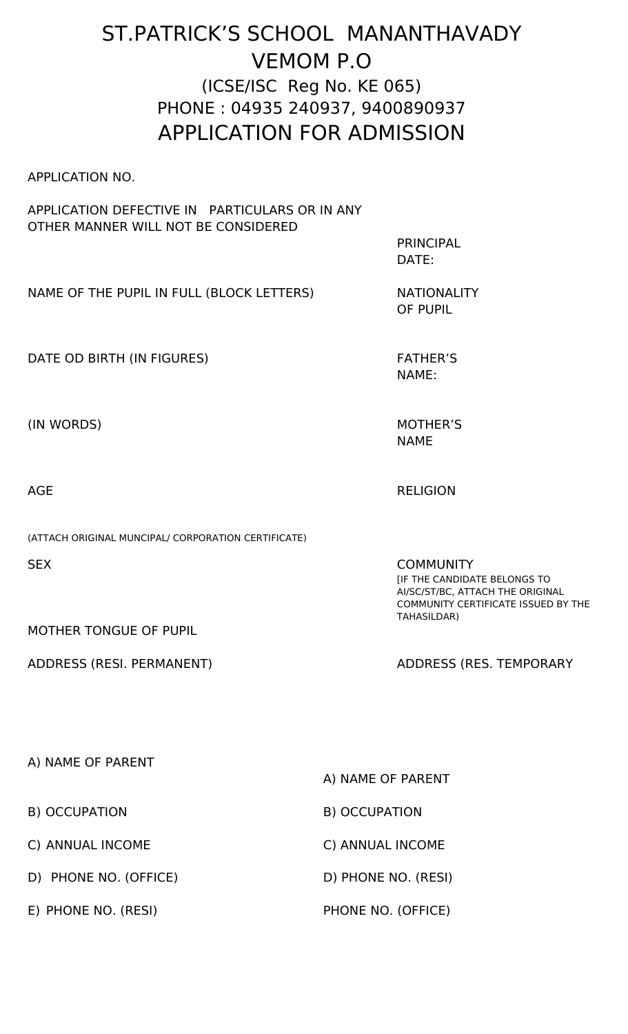# ST.PATRICK’S SCHOOL MANANTHAVADY

## VEMOM P.O

### (ICSE/ISC Reg No. KE 065)

### PHONE : 04935 240937, 9400890937

## APPLICATION FOR ADMISSION

APPLICATION NO.

APPLICATION DEFECTIVE IN PARTICULARS OR IN ANY OTHER MANNER WILL NOT BE CONSIDERED

PRINCIPAL
DATE:

NAME OF THE PUPIL IN FULL (BLOCK LETTERS)

NATIONALITY OF PUPIL

DATE OD BIRTH (IN FIGURES)

FATHER’S NAME:

(IN WORDS)

MOTHER’S NAME

AGE

RELIGION

(ATTACH ORIGINAL MUNCIPAL/ CORPORATION CERTIFICATE)

SEX

COMMUNITY
[IF THE CANDIDATE BELONGS TO AI/SC/ST/BC, ATTACH THE ORIGINAL COMMUNITY CERTIFICATE ISSUED BY THE TAHASILDAR)

MOTHER TONGUE OF PUPIL

ADDRESS (RESI. PERMANENT)

ADDRESS (RES. TEMPORARY

A) NAME OF PARENT

B) OCCUPATION

C) ANNUAL INCOME

D) PHONE NO. (OFFICE)

E) PHONE NO. (RESI)

A) NAME OF PARENT

B) OCCUPATION

C) ANNUAL INCOME

D) PHONE NO. (RESI)

PHONE NO. (OFFICE)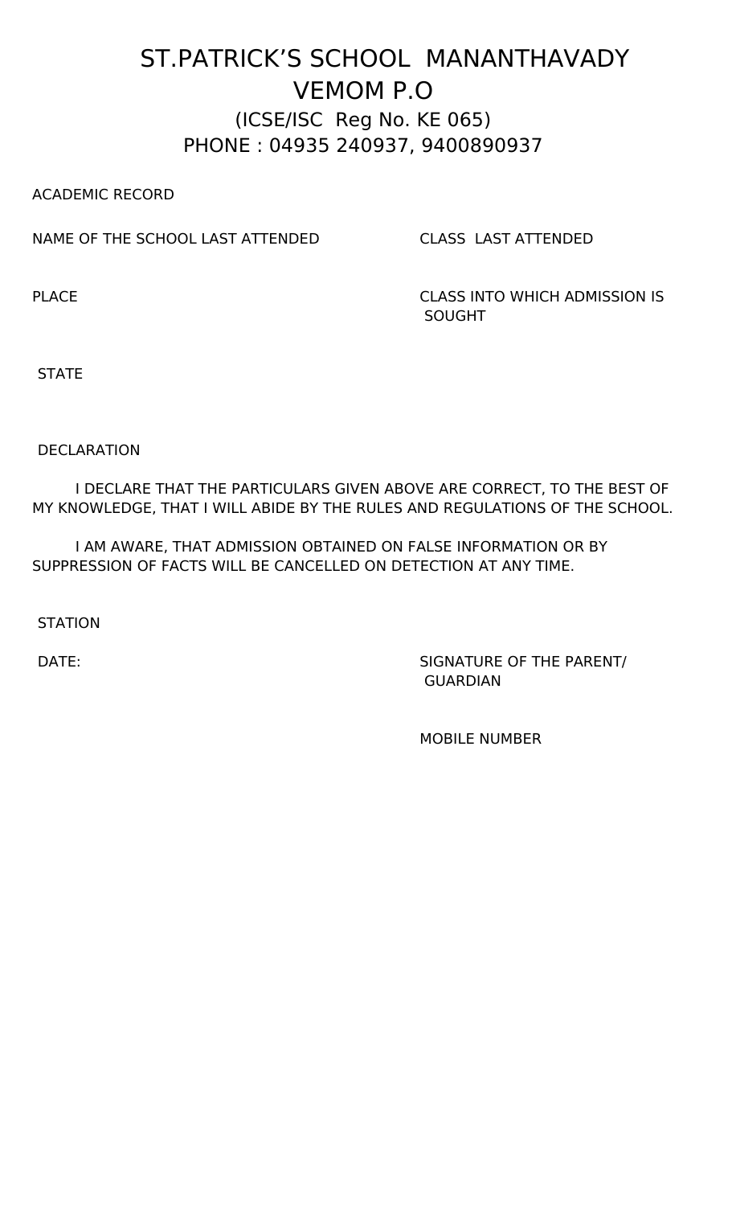# ST.PATRICK'S SCHOOL MANANTHAVADY
## VEMOM P.O
(ICSE/ISC Reg No. KE 065)
PHONE : 04935 240937, 9400890937

ACADEMIC RECORD

NAME OF THE SCHOOL LAST ATTENDED

CLASS LAST ATTENDED

PLACE

CLASS INTO WHICH ADMISSION IS SOUGHT

STATE

DECLARATION

I DECLARE THAT THE PARTICULARS GIVEN ABOVE ARE CORRECT, TO THE BEST OF MY KNOWLEDGE, THAT I WILL ABIDE BY THE RULES AND REGULATIONS OF THE SCHOOL.

I AM AWARE, THAT ADMISSION OBTAINED ON FALSE INFORMATION OR BY SUPPRESSION OF FACTS WILL BE CANCELLED ON DETECTION AT ANY TIME.

STATION

DATE:

SIGNATURE OF THE PARENT/ GUARDIAN

MOBILE NUMBER